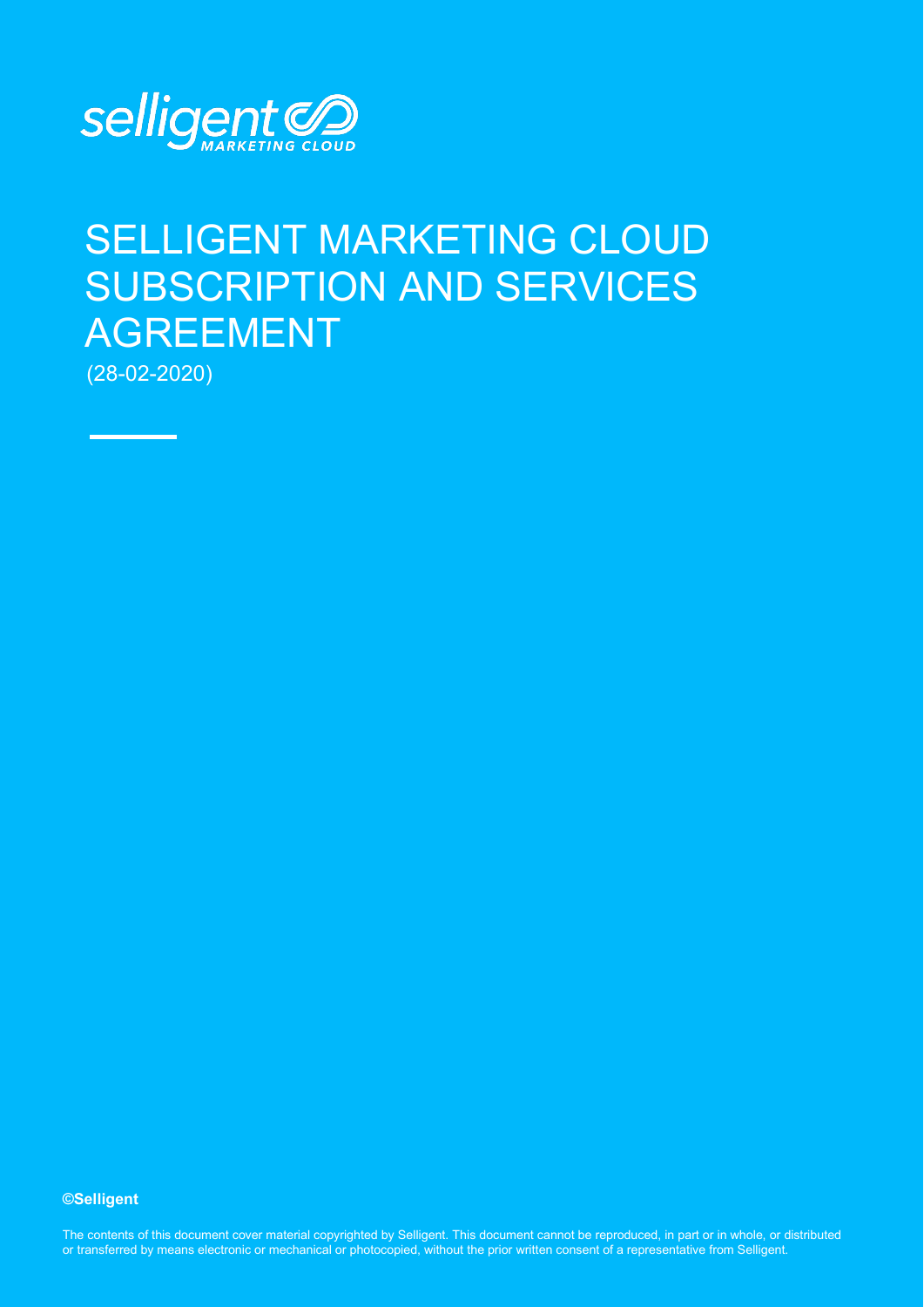selligent MARKETING CLOUD

# SELLIGENT MARKETING CLOUD SUBSCRIPTION AND SERVICES AGREEMENT

(28-02-2020)

**©Selligent**

The contents of this document cover material copyrighted by Selligent. This document cannot be reproduced, in part or in whole, or distributed or transferred by means electronic or mechanical or photocopied, without the prior written consent of a representative from Selligent.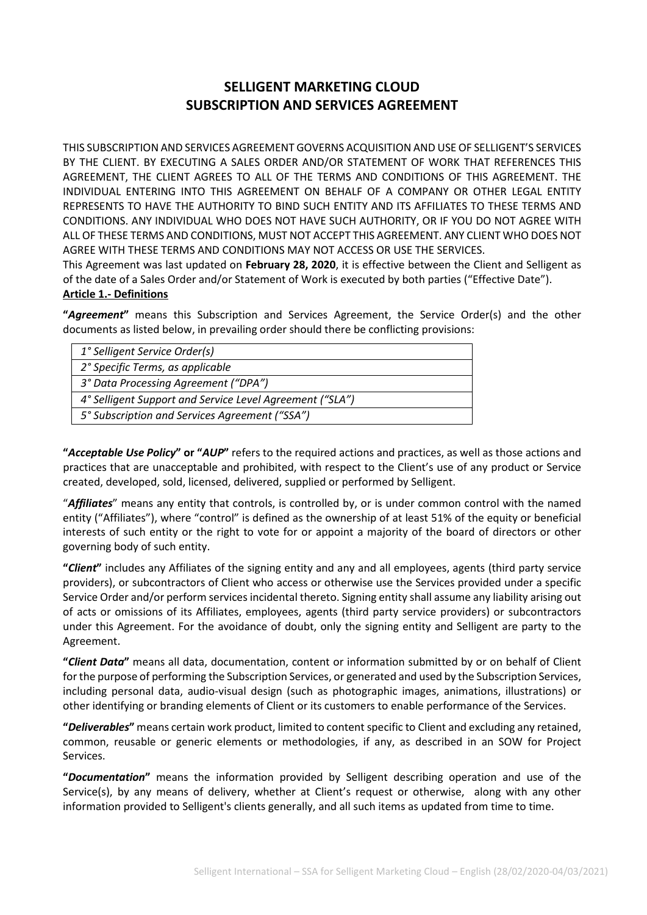# SELLIGENT MARKETING CLOUD
# SUBSCRIPTION AND SERVICES AGREEMENT

THIS SUBSCRIPTION AND SERVICES AGREEMENT GOVERNS ACQUISITION AND USE OF SELLIGENT'S SERVICES BY THE CLIENT. BY EXECUTING A SALES ORDER AND/OR STATEMENT OF WORK THAT REFERENCES THIS AGREEMENT, THE CLIENT AGREES TO ALL OF THE TERMS AND CONDITIONS OF THIS AGREEMENT. THE INDIVIDUAL ENTERING INTO THIS AGREEMENT ON BEHALF OF A COMPANY OR OTHER LEGAL ENTITY REPRESENTS TO HAVE THE AUTHORITY TO BIND SUCH ENTITY AND ITS AFFILIATES TO THESE TERMS AND CONDITIONS. ANY INDIVIDUAL WHO DOES NOT HAVE SUCH AUTHORITY, OR IF YOU DO NOT AGREE WITH ALL OF THESE TERMS AND CONDITIONS, MUST NOT ACCEPT THIS AGREEMENT. ANY CLIENT WHO DOES NOT AGREE WITH THESE TERMS AND CONDITIONS MAY NOT ACCESS OR USE THE SERVICES.

This Agreement was last updated on **February 28, 2020**, it is effective between the Client and Selligent as of the date of a Sales Order and/or Statement of Work is executed by both parties ("Effective Date").

**Article 1.- Definitions**

**"*Agreement*"** means this Subscription and Services Agreement, the Service Order(s) and the other documents as listed below, in prevailing order should there be conflicting provisions:

| |
|---|
| *1° Selligent Service Order(s)* |
| *2° Specific Terms, as applicable* |
| *3° Data Processing Agreement ("DPA")* |
| *4° Selligent Support and Service Level Agreement ("SLA")* |
| *5° Subscription and Services Agreement ("SSA")* |

**"*Acceptable Use Policy*" or "*AUP*"** refers to the required actions and practices, as well as those actions and practices that are unacceptable and prohibited, with respect to the Client's use of any product or Service created, developed, sold, licensed, delivered, supplied or performed by Selligent.

"***Affiliates***" means any entity that controls, is controlled by, or is under common control with the named entity ("Affiliates"), where "control" is defined as the ownership of at least 51% of the equity or beneficial interests of such entity or the right to vote for or appoint a majority of the board of directors or other governing body of such entity.

**"*Client*"** includes any Affiliates of the signing entity and any and all employees, agents (third party service providers), or subcontractors of Client who access or otherwise use the Services provided under a specific Service Order and/or perform services incidental thereto. Signing entity shall assume any liability arising out of acts or omissions of its Affiliates, employees, agents (third party service providers) or subcontractors under this Agreement. For the avoidance of doubt, only the signing entity and Selligent are party to the Agreement.

**"*Client Data*"** means all data, documentation, content or information submitted by or on behalf of Client for the purpose of performing the Subscription Services, or generated and used by the Subscription Services, including personal data, audio-visual design (such as photographic images, animations, illustrations) or other identifying or branding elements of Client or its customers to enable performance of the Services.

**"*Deliverables*"** means certain work product, limited to content specific to Client and excluding any retained, common, reusable or generic elements or methodologies, if any, as described in an SOW for Project Services.

**"*Documentation*"** means the information provided by Selligent describing operation and use of the Service(s), by any means of delivery, whether at Client's request or otherwise, along with any other information provided to Selligent's clients generally, and all such items as updated from time to time.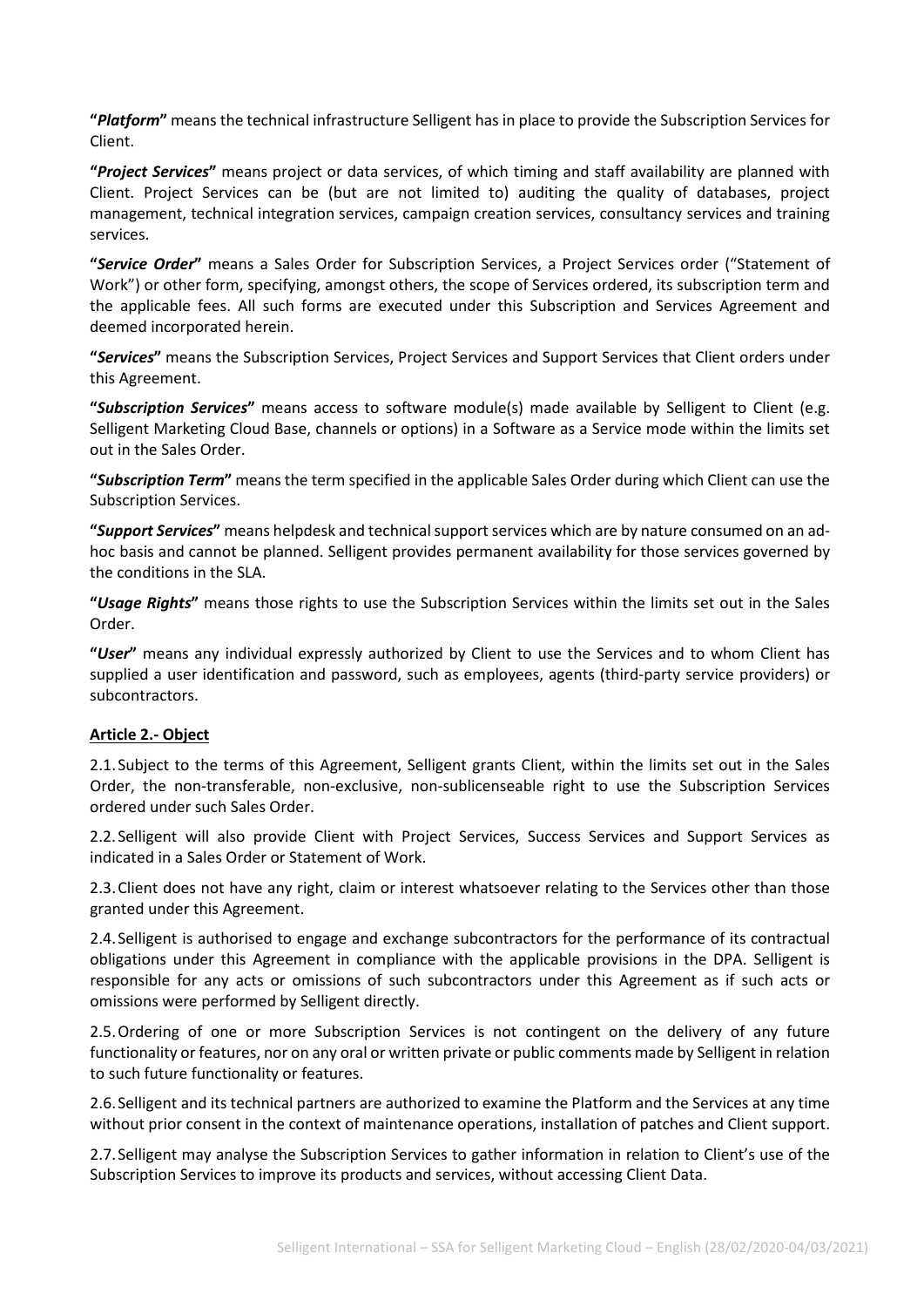**"*Platform*"** means the technical infrastructure Selligent has in place to provide the Subscription Services for Client.

**"*Project Services*"** means project or data services, of which timing and staff availability are planned with Client. Project Services can be (but are not limited to) auditing the quality of databases, project management, technical integration services, campaign creation services, consultancy services and training services.

**"*Service Order*"** means a Sales Order for Subscription Services, a Project Services order ("Statement of Work") or other form, specifying, amongst others, the scope of Services ordered, its subscription term and the applicable fees. All such forms are executed under this Subscription and Services Agreement and deemed incorporated herein.

**"*Services*"** means the Subscription Services, Project Services and Support Services that Client orders under this Agreement.

**"*Subscription Services*"** means access to software module(s) made available by Selligent to Client (e.g. Selligent Marketing Cloud Base, channels or options) in a Software as a Service mode within the limits set out in the Sales Order.

**"*Subscription Term*"** means the term specified in the applicable Sales Order during which Client can use the Subscription Services.

**"*Support Services*"** means helpdesk and technical support services which are by nature consumed on an ad-hoc basis and cannot be planned. Selligent provides permanent availability for those services governed by the conditions in the SLA.

**"*Usage Rights*"** means those rights to use the Subscription Services within the limits set out in the Sales Order.

**"*User*"** means any individual expressly authorized by Client to use the Services and to whom Client has supplied a user identification and password, such as employees, agents (third-party service providers) or subcontractors.

## Article 2.- Object

2.1. Subject to the terms of this Agreement, Selligent grants Client, within the limits set out in the Sales Order, the non-transferable, non-exclusive, non-sublicenseable right to use the Subscription Services ordered under such Sales Order.

2.2. Selligent will also provide Client with Project Services, Success Services and Support Services as indicated in a Sales Order or Statement of Work.

2.3. Client does not have any right, claim or interest whatsoever relating to the Services other than those granted under this Agreement.

2.4. Selligent is authorised to engage and exchange subcontractors for the performance of its contractual obligations under this Agreement in compliance with the applicable provisions in the DPA. Selligent is responsible for any acts or omissions of such subcontractors under this Agreement as if such acts or omissions were performed by Selligent directly.

2.5. Ordering of one or more Subscription Services is not contingent on the delivery of any future functionality or features, nor on any oral or written private or public comments made by Selligent in relation to such future functionality or features.

2.6. Selligent and its technical partners are authorized to examine the Platform and the Services at any time without prior consent in the context of maintenance operations, installation of patches and Client support.

2.7. Selligent may analyse the Subscription Services to gather information in relation to Client's use of the Subscription Services to improve its products and services, without accessing Client Data.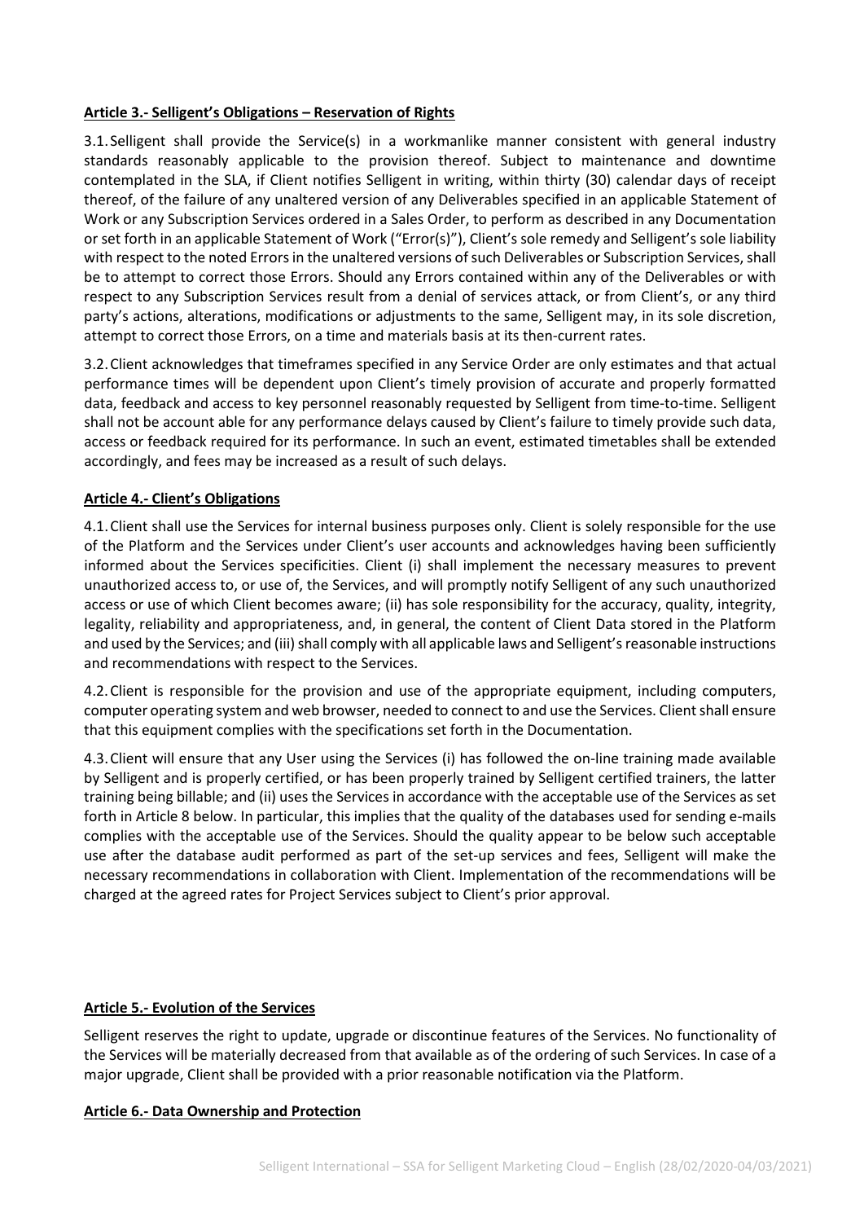**Article 3.- Selligent's Obligations – Reservation of Rights**

3.1. Selligent shall provide the Service(s) in a workmanlike manner consistent with general industry standards reasonably applicable to the provision thereof. Subject to maintenance and downtime contemplated in the SLA, if Client notifies Selligent in writing, within thirty (30) calendar days of receipt thereof, of the failure of any unaltered version of any Deliverables specified in an applicable Statement of Work or any Subscription Services ordered in a Sales Order, to perform as described in any Documentation or set forth in an applicable Statement of Work ("Error(s)"), Client's sole remedy and Selligent's sole liability with respect to the noted Errors in the unaltered versions of such Deliverables or Subscription Services, shall be to attempt to correct those Errors. Should any Errors contained within any of the Deliverables or with respect to any Subscription Services result from a denial of services attack, or from Client's, or any third party's actions, alterations, modifications or adjustments to the same, Selligent may, in its sole discretion, attempt to correct those Errors, on a time and materials basis at its then-current rates.

3.2. Client acknowledges that timeframes specified in any Service Order are only estimates and that actual performance times will be dependent upon Client's timely provision of accurate and properly formatted data, feedback and access to key personnel reasonably requested by Selligent from time-to-time. Selligent shall not be account able for any performance delays caused by Client's failure to timely provide such data, access or feedback required for its performance. In such an event, estimated timetables shall be extended accordingly, and fees may be increased as a result of such delays.

**Article 4.- Client's Obligations**

4.1. Client shall use the Services for internal business purposes only. Client is solely responsible for the use of the Platform and the Services under Client's user accounts and acknowledges having been sufficiently informed about the Services specificities. Client (i) shall implement the necessary measures to prevent unauthorized access to, or use of, the Services, and will promptly notify Selligent of any such unauthorized access or use of which Client becomes aware; (ii) has sole responsibility for the accuracy, quality, integrity, legality, reliability and appropriateness, and, in general, the content of Client Data stored in the Platform and used by the Services; and (iii) shall comply with all applicable laws and Selligent's reasonable instructions and recommendations with respect to the Services.

4.2. Client is responsible for the provision and use of the appropriate equipment, including computers, computer operating system and web browser, needed to connect to and use the Services. Client shall ensure that this equipment complies with the specifications set forth in the Documentation.

4.3. Client will ensure that any User using the Services (i) has followed the on-line training made available by Selligent and is properly certified, or has been properly trained by Selligent certified trainers, the latter training being billable; and (ii) uses the Services in accordance with the acceptable use of the Services as set forth in Article 8 below. In particular, this implies that the quality of the databases used for sending e-mails complies with the acceptable use of the Services. Should the quality appear to be below such acceptable use after the database audit performed as part of the set-up services and fees, Selligent will make the necessary recommendations in collaboration with Client. Implementation of the recommendations will be charged at the agreed rates for Project Services subject to Client's prior approval.

**Article 5.- Evolution of the Services**

Selligent reserves the right to update, upgrade or discontinue features of the Services. No functionality of the Services will be materially decreased from that available as of the ordering of such Services. In case of a major upgrade, Client shall be provided with a prior reasonable notification via the Platform.

**Article 6.- Data Ownership and Protection**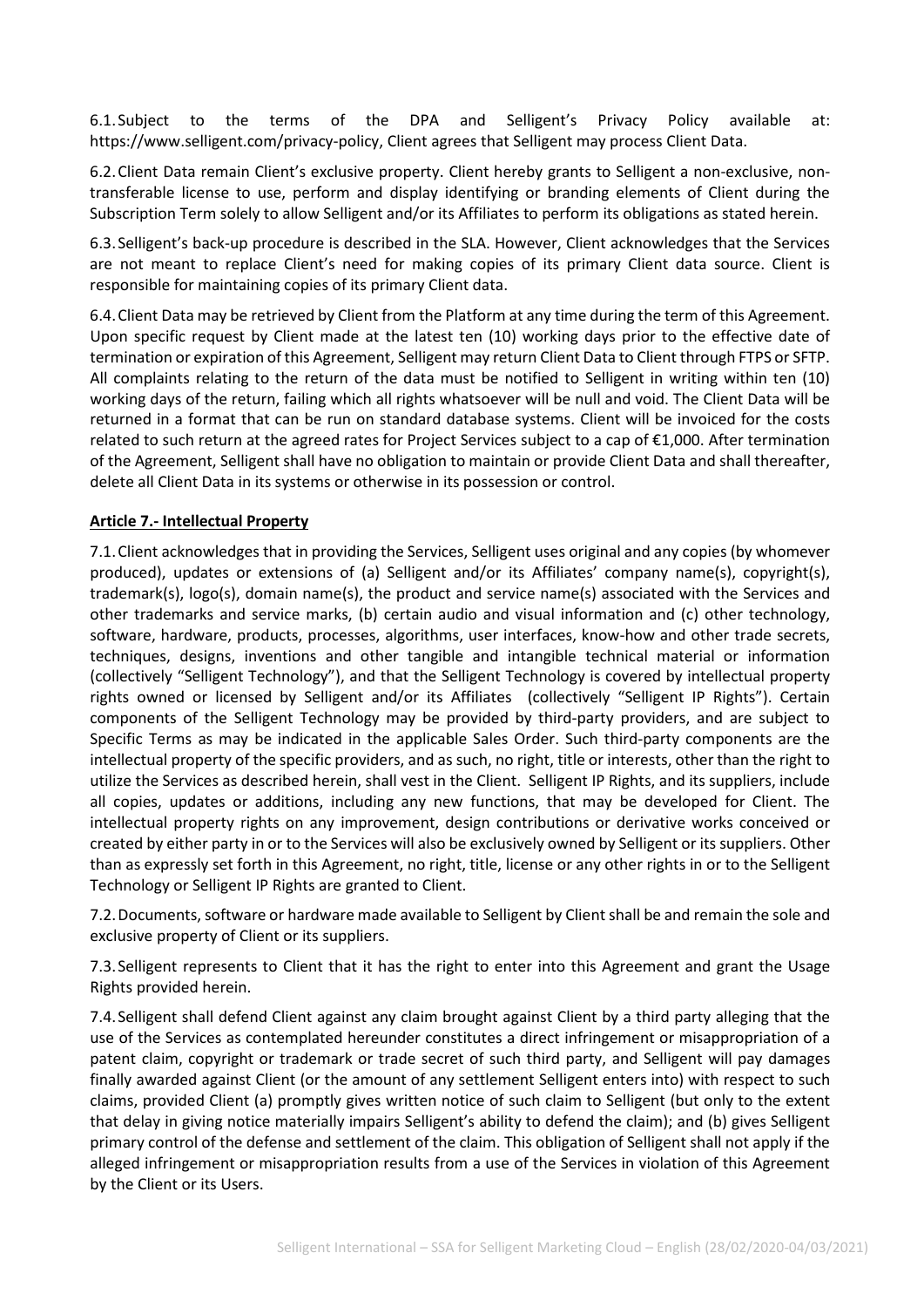6.1. Subject to the terms of the DPA and Selligent's Privacy Policy available at: https://www.selligent.com/privacy-policy, Client agrees that Selligent may process Client Data.

6.2. Client Data remain Client's exclusive property. Client hereby grants to Selligent a non-exclusive, non-transferable license to use, perform and display identifying or branding elements of Client during the Subscription Term solely to allow Selligent and/or its Affiliates to perform its obligations as stated herein.

6.3. Selligent's back-up procedure is described in the SLA. However, Client acknowledges that the Services are not meant to replace Client's need for making copies of its primary Client data source. Client is responsible for maintaining copies of its primary Client data.

6.4. Client Data may be retrieved by Client from the Platform at any time during the term of this Agreement. Upon specific request by Client made at the latest ten (10) working days prior to the effective date of termination or expiration of this Agreement, Selligent may return Client Data to Client through FTPS or SFTP. All complaints relating to the return of the data must be notified to Selligent in writing within ten (10) working days of the return, failing which all rights whatsoever will be null and void. The Client Data will be returned in a format that can be run on standard database systems. Client will be invoiced for the costs related to such return at the agreed rates for Project Services subject to a cap of €1,000. After termination of the Agreement, Selligent shall have no obligation to maintain or provide Client Data and shall thereafter, delete all Client Data in its systems or otherwise in its possession or control.

## Article 7.- Intellectual Property

7.1. Client acknowledges that in providing the Services, Selligent uses original and any copies (by whomever produced), updates or extensions of (a) Selligent and/or its Affiliates' company name(s), copyright(s), trademark(s), logo(s), domain name(s), the product and service name(s) associated with the Services and other trademarks and service marks, (b) certain audio and visual information and (c) other technology, software, hardware, products, processes, algorithms, user interfaces, know-how and other trade secrets, techniques, designs, inventions and other tangible and intangible technical material or information (collectively "Selligent Technology"), and that the Selligent Technology is covered by intellectual property rights owned or licensed by Selligent and/or its Affiliates (collectively "Selligent IP Rights"). Certain components of the Selligent Technology may be provided by third-party providers, and are subject to Specific Terms as may be indicated in the applicable Sales Order. Such third-party components are the intellectual property of the specific providers, and as such, no right, title or interests, other than the right to utilize the Services as described herein, shall vest in the Client. Selligent IP Rights, and its suppliers, include all copies, updates or additions, including any new functions, that may be developed for Client. The intellectual property rights on any improvement, design contributions or derivative works conceived or created by either party in or to the Services will also be exclusively owned by Selligent or its suppliers. Other than as expressly set forth in this Agreement, no right, title, license or any other rights in or to the Selligent Technology or Selligent IP Rights are granted to Client.

7.2. Documents, software or hardware made available to Selligent by Client shall be and remain the sole and exclusive property of Client or its suppliers.

7.3. Selligent represents to Client that it has the right to enter into this Agreement and grant the Usage Rights provided herein.

7.4. Selligent shall defend Client against any claim brought against Client by a third party alleging that the use of the Services as contemplated hereunder constitutes a direct infringement or misappropriation of a patent claim, copyright or trademark or trade secret of such third party, and Selligent will pay damages finally awarded against Client (or the amount of any settlement Selligent enters into) with respect to such claims, provided Client (a) promptly gives written notice of such claim to Selligent (but only to the extent that delay in giving notice materially impairs Selligent's ability to defend the claim); and (b) gives Selligent primary control of the defense and settlement of the claim. This obligation of Selligent shall not apply if the alleged infringement or misappropriation results from a use of the Services in violation of this Agreement by the Client or its Users.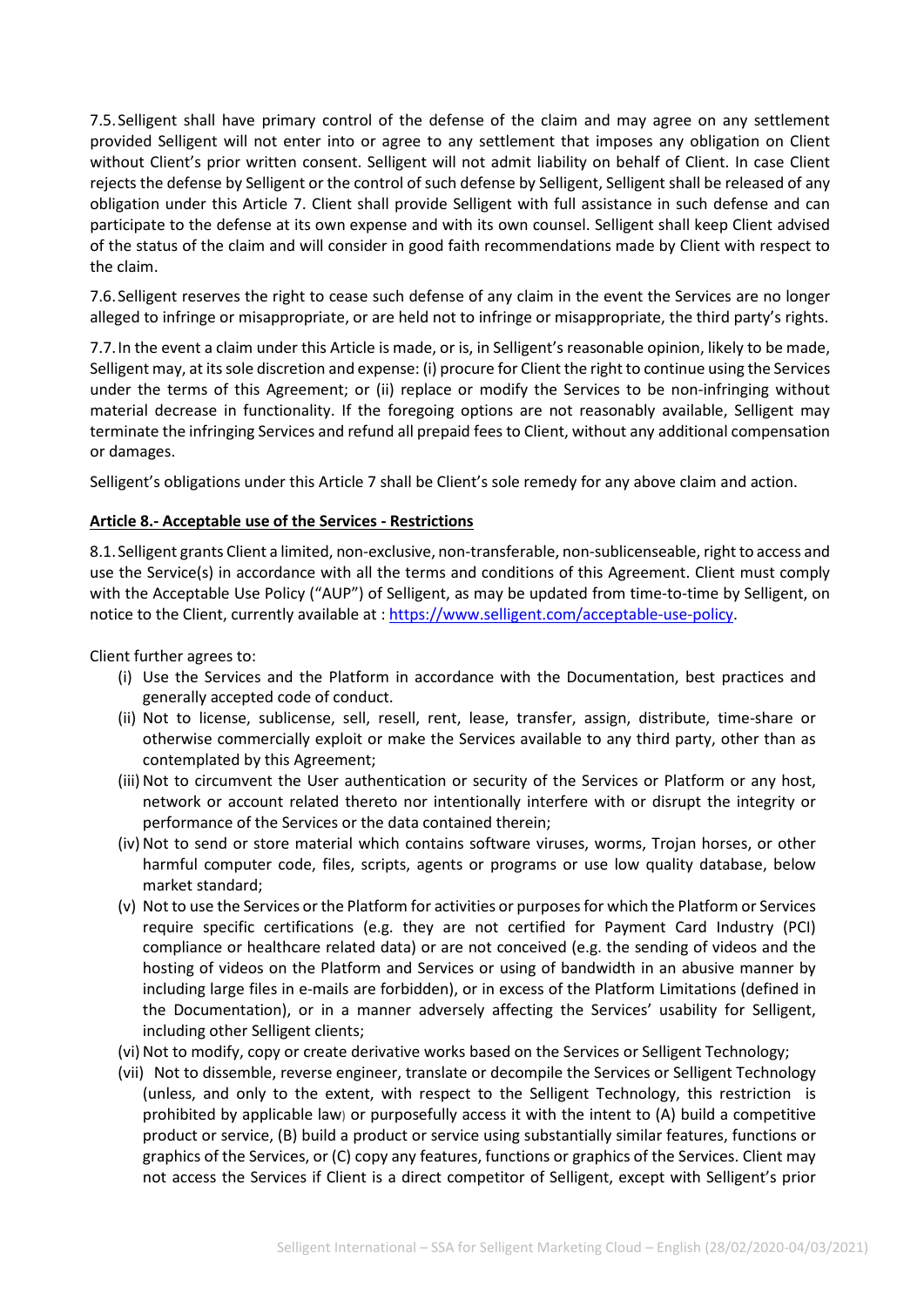7.5. Selligent shall have primary control of the defense of the claim and may agree on any settlement provided Selligent will not enter into or agree to any settlement that imposes any obligation on Client without Client's prior written consent. Selligent will not admit liability on behalf of Client. In case Client rejects the defense by Selligent or the control of such defense by Selligent, Selligent shall be released of any obligation under this Article 7. Client shall provide Selligent with full assistance in such defense and can participate to the defense at its own expense and with its own counsel. Selligent shall keep Client advised of the status of the claim and will consider in good faith recommendations made by Client with respect to the claim.

7.6. Selligent reserves the right to cease such defense of any claim in the event the Services are no longer alleged to infringe or misappropriate, or are held not to infringe or misappropriate, the third party's rights.

7.7. In the event a claim under this Article is made, or is, in Selligent's reasonable opinion, likely to be made, Selligent may, at its sole discretion and expense: (i) procure for Client the right to continue using the Services under the terms of this Agreement; or (ii) replace or modify the Services to be non-infringing without material decrease in functionality. If the foregoing options are not reasonably available, Selligent may terminate the infringing Services and refund all prepaid fees to Client, without any additional compensation or damages.

Selligent's obligations under this Article 7 shall be Client's sole remedy for any above claim and action.

**Article 8.- Acceptable use of the Services - Restrictions**

8.1. Selligent grants Client a limited, non-exclusive, non-transferable, non-sublicenseable, right to access and use the Service(s) in accordance with all the terms and conditions of this Agreement. Client must comply with the Acceptable Use Policy ("AUP") of Selligent, as may be updated from time-to-time by Selligent, on notice to the Client, currently available at : https://www.selligent.com/acceptable-use-policy.

Client further agrees to:

- (i) Use the Services and the Platform in accordance with the Documentation, best practices and generally accepted code of conduct.
- (ii) Not to license, sublicense, sell, resell, rent, lease, transfer, assign, distribute, time-share or otherwise commercially exploit or make the Services available to any third party, other than as contemplated by this Agreement;
- (iii) Not to circumvent the User authentication or security of the Services or Platform or any host, network or account related thereto nor intentionally interfere with or disrupt the integrity or performance of the Services or the data contained therein;
- (iv) Not to send or store material which contains software viruses, worms, Trojan horses, or other harmful computer code, files, scripts, agents or programs or use low quality database, below market standard;
- (v) Not to use the Services or the Platform for activities or purposes for which the Platform or Services require specific certifications (e.g. they are not certified for Payment Card Industry (PCI) compliance or healthcare related data) or are not conceived (e.g. the sending of videos and the hosting of videos on the Platform and Services or using of bandwidth in an abusive manner by including large files in e-mails are forbidden), or in excess of the Platform Limitations (defined in the Documentation), or in a manner adversely affecting the Services' usability for Selligent, including other Selligent clients;
- (vi) Not to modify, copy or create derivative works based on the Services or Selligent Technology;
- (vii) Not to dissemble, reverse engineer, translate or decompile the Services or Selligent Technology (unless, and only to the extent, with respect to the Selligent Technology, this restriction is prohibited by applicable law) or purposefully access it with the intent to (A) build a competitive product or service, (B) build a product or service using substantially similar features, functions or graphics of the Services, or (C) copy any features, functions or graphics of the Services. Client may not access the Services if Client is a direct competitor of Selligent, except with Selligent's prior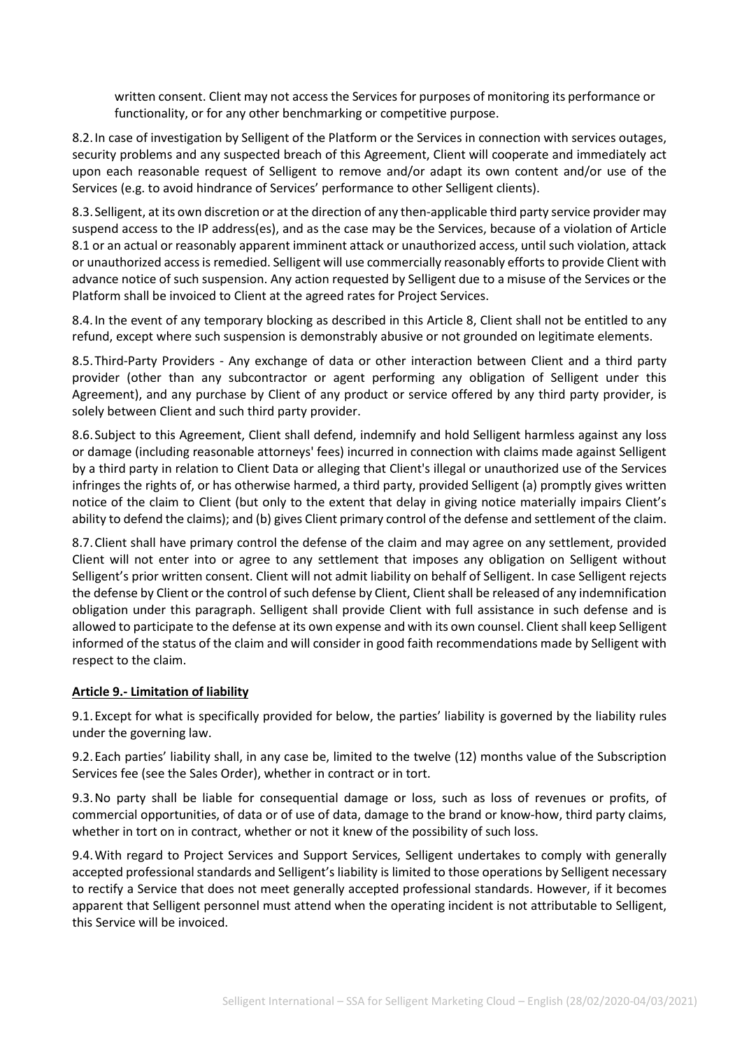written consent. Client may not access the Services for purposes of monitoring its performance or functionality, or for any other benchmarking or competitive purpose.

8.2. In case of investigation by Selligent of the Platform or the Services in connection with services outages, security problems and any suspected breach of this Agreement, Client will cooperate and immediately act upon each reasonable request of Selligent to remove and/or adapt its own content and/or use of the Services (e.g. to avoid hindrance of Services' performance to other Selligent clients).

8.3. Selligent, at its own discretion or at the direction of any then-applicable third party service provider may suspend access to the IP address(es), and as the case may be the Services, because of a violation of Article 8.1 or an actual or reasonably apparent imminent attack or unauthorized access, until such violation, attack or unauthorized access is remedied. Selligent will use commercially reasonably efforts to provide Client with advance notice of such suspension. Any action requested by Selligent due to a misuse of the Services or the Platform shall be invoiced to Client at the agreed rates for Project Services.

8.4. In the event of any temporary blocking as described in this Article 8, Client shall not be entitled to any refund, except where such suspension is demonstrably abusive or not grounded on legitimate elements.

8.5. Third-Party Providers - Any exchange of data or other interaction between Client and a third party provider (other than any subcontractor or agent performing any obligation of Selligent under this Agreement), and any purchase by Client of any product or service offered by any third party provider, is solely between Client and such third party provider.

8.6. Subject to this Agreement, Client shall defend, indemnify and hold Selligent harmless against any loss or damage (including reasonable attorneys' fees) incurred in connection with claims made against Selligent by a third party in relation to Client Data or alleging that Client's illegal or unauthorized use of the Services infringes the rights of, or has otherwise harmed, a third party, provided Selligent (a) promptly gives written notice of the claim to Client (but only to the extent that delay in giving notice materially impairs Client's ability to defend the claims); and (b) gives Client primary control of the defense and settlement of the claim.

8.7. Client shall have primary control the defense of the claim and may agree on any settlement, provided Client will not enter into or agree to any settlement that imposes any obligation on Selligent without Selligent's prior written consent. Client will not admit liability on behalf of Selligent. In case Selligent rejects the defense by Client or the control of such defense by Client, Client shall be released of any indemnification obligation under this paragraph. Selligent shall provide Client with full assistance in such defense and is allowed to participate to the defense at its own expense and with its own counsel. Client shall keep Selligent informed of the status of the claim and will consider in good faith recommendations made by Selligent with respect to the claim.

## Article 9.- Limitation of liability

9.1. Except for what is specifically provided for below, the parties' liability is governed by the liability rules under the governing law.

9.2. Each parties' liability shall, in any case be, limited to the twelve (12) months value of the Subscription Services fee (see the Sales Order), whether in contract or in tort.

9.3. No party shall be liable for consequential damage or loss, such as loss of revenues or profits, of commercial opportunities, of data or of use of data, damage to the brand or know-how, third party claims, whether in tort on in contract, whether or not it knew of the possibility of such loss.

9.4. With regard to Project Services and Support Services, Selligent undertakes to comply with generally accepted professional standards and Selligent's liability is limited to those operations by Selligent necessary to rectify a Service that does not meet generally accepted professional standards. However, if it becomes apparent that Selligent personnel must attend when the operating incident is not attributable to Selligent, this Service will be invoiced.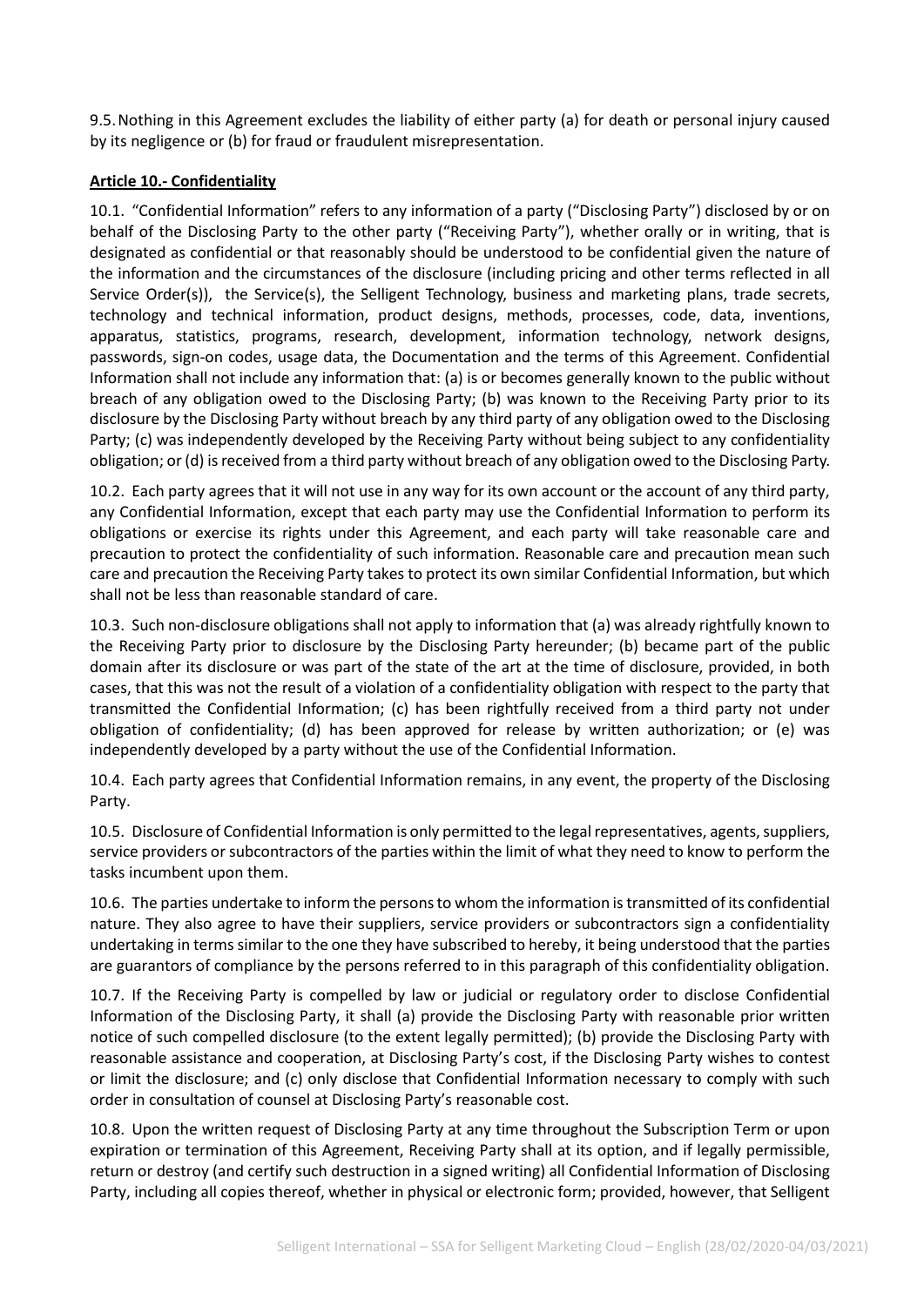9.5. Nothing in this Agreement excludes the liability of either party (a) for death or personal injury caused by its negligence or (b) for fraud or fraudulent misrepresentation.

**Article 10.- Confidentiality**

10.1. "Confidential Information" refers to any information of a party ("Disclosing Party") disclosed by or on behalf of the Disclosing Party to the other party ("Receiving Party"), whether orally or in writing, that is designated as confidential or that reasonably should be understood to be confidential given the nature of the information and the circumstances of the disclosure (including pricing and other terms reflected in all Service Order(s)), the Service(s), the Selligent Technology, business and marketing plans, trade secrets, technology and technical information, product designs, methods, processes, code, data, inventions, apparatus, statistics, programs, research, development, information technology, network designs, passwords, sign-on codes, usage data, the Documentation and the terms of this Agreement. Confidential Information shall not include any information that: (a) is or becomes generally known to the public without breach of any obligation owed to the Disclosing Party; (b) was known to the Receiving Party prior to its disclosure by the Disclosing Party without breach by any third party of any obligation owed to the Disclosing Party; (c) was independently developed by the Receiving Party without being subject to any confidentiality obligation; or (d) is received from a third party without breach of any obligation owed to the Disclosing Party.

10.2. Each party agrees that it will not use in any way for its own account or the account of any third party, any Confidential Information, except that each party may use the Confidential Information to perform its obligations or exercise its rights under this Agreement, and each party will take reasonable care and precaution to protect the confidentiality of such information. Reasonable care and precaution mean such care and precaution the Receiving Party takes to protect its own similar Confidential Information, but which shall not be less than reasonable standard of care.

10.3. Such non-disclosure obligations shall not apply to information that (a) was already rightfully known to the Receiving Party prior to disclosure by the Disclosing Party hereunder; (b) became part of the public domain after its disclosure or was part of the state of the art at the time of disclosure, provided, in both cases, that this was not the result of a violation of a confidentiality obligation with respect to the party that transmitted the Confidential Information; (c) has been rightfully received from a third party not under obligation of confidentiality; (d) has been approved for release by written authorization; or (e) was independently developed by a party without the use of the Confidential Information.

10.4. Each party agrees that Confidential Information remains, in any event, the property of the Disclosing Party.

10.5. Disclosure of Confidential Information is only permitted to the legal representatives, agents, suppliers, service providers or subcontractors of the parties within the limit of what they need to know to perform the tasks incumbent upon them.

10.6. The parties undertake to inform the persons to whom the information is transmitted of its confidential nature. They also agree to have their suppliers, service providers or subcontractors sign a confidentiality undertaking in terms similar to the one they have subscribed to hereby, it being understood that the parties are guarantors of compliance by the persons referred to in this paragraph of this confidentiality obligation.

10.7. If the Receiving Party is compelled by law or judicial or regulatory order to disclose Confidential Information of the Disclosing Party, it shall (a) provide the Disclosing Party with reasonable prior written notice of such compelled disclosure (to the extent legally permitted); (b) provide the Disclosing Party with reasonable assistance and cooperation, at Disclosing Party's cost, if the Disclosing Party wishes to contest or limit the disclosure; and (c) only disclose that Confidential Information necessary to comply with such order in consultation of counsel at Disclosing Party's reasonable cost.

10.8. Upon the written request of Disclosing Party at any time throughout the Subscription Term or upon expiration or termination of this Agreement, Receiving Party shall at its option, and if legally permissible, return or destroy (and certify such destruction in a signed writing) all Confidential Information of Disclosing Party, including all copies thereof, whether in physical or electronic form; provided, however, that Selligent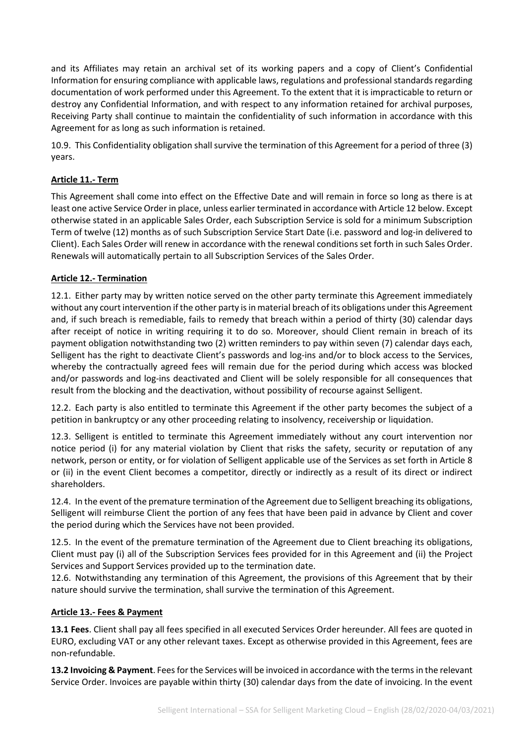and its Affiliates may retain an archival set of its working papers and a copy of Client's Confidential Information for ensuring compliance with applicable laws, regulations and professional standards regarding documentation of work performed under this Agreement. To the extent that it is impracticable to return or destroy any Confidential Information, and with respect to any information retained for archival purposes, Receiving Party shall continue to maintain the confidentiality of such information in accordance with this Agreement for as long as such information is retained.

10.9. This Confidentiality obligation shall survive the termination of this Agreement for a period of three (3) years.

## Article 11.- Term

This Agreement shall come into effect on the Effective Date and will remain in force so long as there is at least one active Service Order in place, unless earlier terminated in accordance with Article 12 below. Except otherwise stated in an applicable Sales Order, each Subscription Service is sold for a minimum Subscription Term of twelve (12) months as of such Subscription Service Start Date (i.e. password and log-in delivered to Client). Each Sales Order will renew in accordance with the renewal conditions set forth in such Sales Order. Renewals will automatically pertain to all Subscription Services of the Sales Order.

## Article 12.- Termination

12.1. Either party may by written notice served on the other party terminate this Agreement immediately without any court intervention if the other party is in material breach of its obligations under this Agreement and, if such breach is remediable, fails to remedy that breach within a period of thirty (30) calendar days after receipt of notice in writing requiring it to do so. Moreover, should Client remain in breach of its payment obligation notwithstanding two (2) written reminders to pay within seven (7) calendar days each, Selligent has the right to deactivate Client's passwords and log-ins and/or to block access to the Services, whereby the contractually agreed fees will remain due for the period during which access was blocked and/or passwords and log-ins deactivated and Client will be solely responsible for all consequences that result from the blocking and the deactivation, without possibility of recourse against Selligent.

12.2. Each party is also entitled to terminate this Agreement if the other party becomes the subject of a petition in bankruptcy or any other proceeding relating to insolvency, receivership or liquidation.

12.3. Selligent is entitled to terminate this Agreement immediately without any court intervention nor notice period (i) for any material violation by Client that risks the safety, security or reputation of any network, person or entity, or for violation of Selligent applicable use of the Services as set forth in Article 8 or (ii) in the event Client becomes a competitor, directly or indirectly as a result of its direct or indirect shareholders.

12.4. In the event of the premature termination of the Agreement due to Selligent breaching its obligations, Selligent will reimburse Client the portion of any fees that have been paid in advance by Client and cover the period during which the Services have not been provided.

12.5. In the event of the premature termination of the Agreement due to Client breaching its obligations, Client must pay (i) all of the Subscription Services fees provided for in this Agreement and (ii) the Project Services and Support Services provided up to the termination date.

12.6. Notwithstanding any termination of this Agreement, the provisions of this Agreement that by their nature should survive the termination, shall survive the termination of this Agreement.

## Article 13.- Fees & Payment

**13.1 Fees**. Client shall pay all fees specified in all executed Services Order hereunder. All fees are quoted in EURO, excluding VAT or any other relevant taxes. Except as otherwise provided in this Agreement, fees are non-refundable.

**13.2 Invoicing & Payment**. Fees for the Services will be invoiced in accordance with the terms in the relevant Service Order. Invoices are payable within thirty (30) calendar days from the date of invoicing. In the event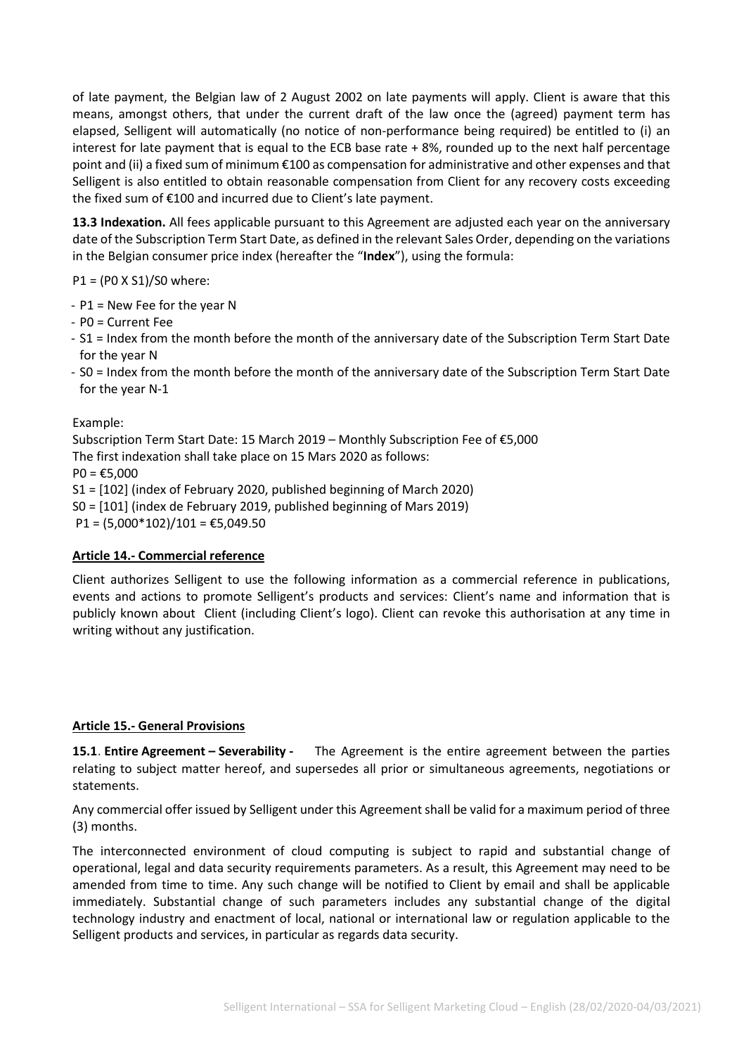of late payment, the Belgian law of 2 August 2002 on late payments will apply. Client is aware that this means, amongst others, that under the current draft of the law once the (agreed) payment term has elapsed, Selligent will automatically (no notice of non-performance being required) be entitled to (i) an interest for late payment that is equal to the ECB base rate + 8%, rounded up to the next half percentage point and (ii) a fixed sum of minimum €100 as compensation for administrative and other expenses and that Selligent is also entitled to obtain reasonable compensation from Client for any recovery costs exceeding the fixed sum of €100 and incurred due to Client's late payment.

**13.3 Indexation.** All fees applicable pursuant to this Agreement are adjusted each year on the anniversary date of the Subscription Term Start Date, as defined in the relevant Sales Order, depending on the variations in the Belgian consumer price index (hereafter the "**Index**"), using the formula:

P1 = (P0 X S1)/S0 where:

- P1 = New Fee for the year N
- P0 = Current Fee
- S1 = Index from the month before the month of the anniversary date of the Subscription Term Start Date for the year N
- S0 = Index from the month before the month of the anniversary date of the Subscription Term Start Date for the year N-1

Example:
Subscription Term Start Date: 15 March 2019 – Monthly Subscription Fee of €5,000
The first indexation shall take place on 15 Mars 2020 as follows:
P0 = €5,000
S1 = [102] (index of February 2020, published beginning of March 2020)
S0 = [101] (index de February 2019, published beginning of Mars 2019)
P1 = (5,000*102)/101 = €5,049.50

## Article 14.- Commercial reference

Client authorizes Selligent to use the following information as a commercial reference in publications, events and actions to promote Selligent's products and services: Client's name and information that is publicly known about Client (including Client's logo). Client can revoke this authorisation at any time in writing without any justification.

## Article 15.- General Provisions

**15.1. Entire Agreement – Severability -** The Agreement is the entire agreement between the parties relating to subject matter hereof, and supersedes all prior or simultaneous agreements, negotiations or statements.

Any commercial offer issued by Selligent under this Agreement shall be valid for a maximum period of three (3) months.

The interconnected environment of cloud computing is subject to rapid and substantial change of operational, legal and data security requirements parameters. As a result, this Agreement may need to be amended from time to time. Any such change will be notified to Client by email and shall be applicable immediately. Substantial change of such parameters includes any substantial change of the digital technology industry and enactment of local, national or international law or regulation applicable to the Selligent products and services, in particular as regards data security.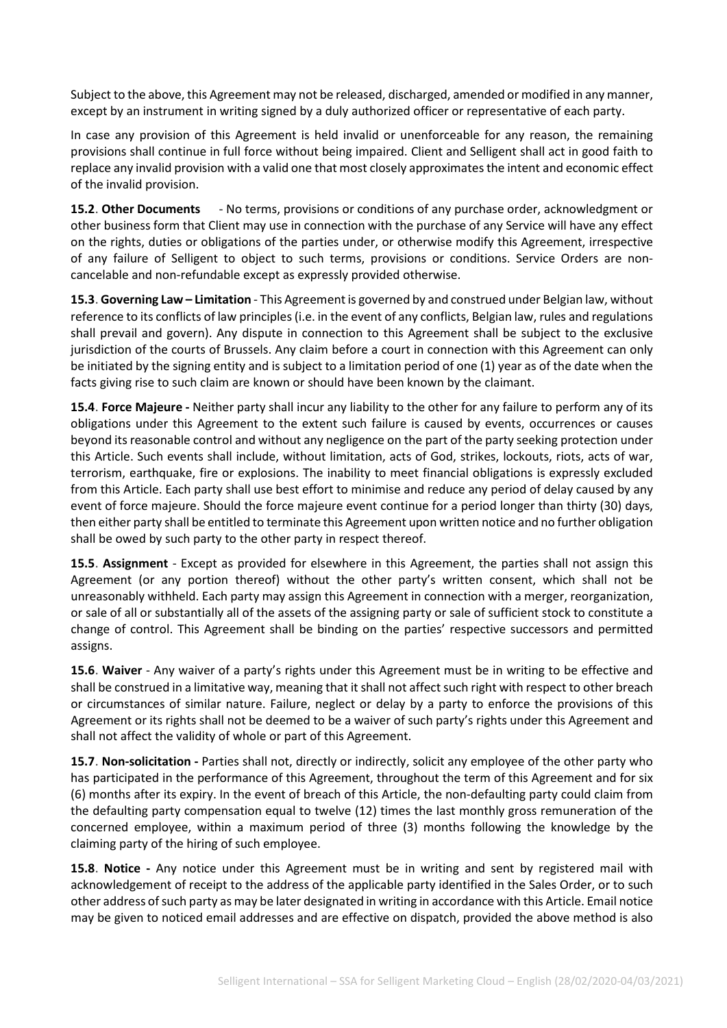Subject to the above, this Agreement may not be released, discharged, amended or modified in any manner, except by an instrument in writing signed by a duly authorized officer or representative of each party.

In case any provision of this Agreement is held invalid or unenforceable for any reason, the remaining provisions shall continue in full force without being impaired. Client and Selligent shall act in good faith to replace any invalid provision with a valid one that most closely approximates the intent and economic effect of the invalid provision.

**15.2**. **Other Documents** - No terms, provisions or conditions of any purchase order, acknowledgment or other business form that Client may use in connection with the purchase of any Service will have any effect on the rights, duties or obligations of the parties under, or otherwise modify this Agreement, irrespective of any failure of Selligent to object to such terms, provisions or conditions. Service Orders are non-cancelable and non-refundable except as expressly provided otherwise.

**15.3**. **Governing Law – Limitation** - This Agreement is governed by and construed under Belgian law, without reference to its conflicts of law principles (i.e. in the event of any conflicts, Belgian law, rules and regulations shall prevail and govern). Any dispute in connection to this Agreement shall be subject to the exclusive jurisdiction of the courts of Brussels. Any claim before a court in connection with this Agreement can only be initiated by the signing entity and is subject to a limitation period of one (1) year as of the date when the facts giving rise to such claim are known or should have been known by the claimant.

**15.4**. **Force Majeure -** Neither party shall incur any liability to the other for any failure to perform any of its obligations under this Agreement to the extent such failure is caused by events, occurrences or causes beyond its reasonable control and without any negligence on the part of the party seeking protection under this Article. Such events shall include, without limitation, acts of God, strikes, lockouts, riots, acts of war, terrorism, earthquake, fire or explosions. The inability to meet financial obligations is expressly excluded from this Article. Each party shall use best effort to minimise and reduce any period of delay caused by any event of force majeure. Should the force majeure event continue for a period longer than thirty (30) days, then either party shall be entitled to terminate this Agreement upon written notice and no further obligation shall be owed by such party to the other party in respect thereof.

**15.5**. **Assignment** - Except as provided for elsewhere in this Agreement, the parties shall not assign this Agreement (or any portion thereof) without the other party's written consent, which shall not be unreasonably withheld. Each party may assign this Agreement in connection with a merger, reorganization, or sale of all or substantially all of the assets of the assigning party or sale of sufficient stock to constitute a change of control. This Agreement shall be binding on the parties' respective successors and permitted assigns.

**15.6**. **Waiver** - Any waiver of a party's rights under this Agreement must be in writing to be effective and shall be construed in a limitative way, meaning that it shall not affect such right with respect to other breach or circumstances of similar nature. Failure, neglect or delay by a party to enforce the provisions of this Agreement or its rights shall not be deemed to be a waiver of such party's rights under this Agreement and shall not affect the validity of whole or part of this Agreement.

**15.7**. **Non-solicitation -** Parties shall not, directly or indirectly, solicit any employee of the other party who has participated in the performance of this Agreement, throughout the term of this Agreement and for six (6) months after its expiry. In the event of breach of this Article, the non-defaulting party could claim from the defaulting party compensation equal to twelve (12) times the last monthly gross remuneration of the concerned employee, within a maximum period of three (3) months following the knowledge by the claiming party of the hiring of such employee.

**15.8**. **Notice -** Any notice under this Agreement must be in writing and sent by registered mail with acknowledgement of receipt to the address of the applicable party identified in the Sales Order, or to such other address of such party as may be later designated in writing in accordance with this Article. Email notice may be given to noticed email addresses and are effective on dispatch, provided the above method is also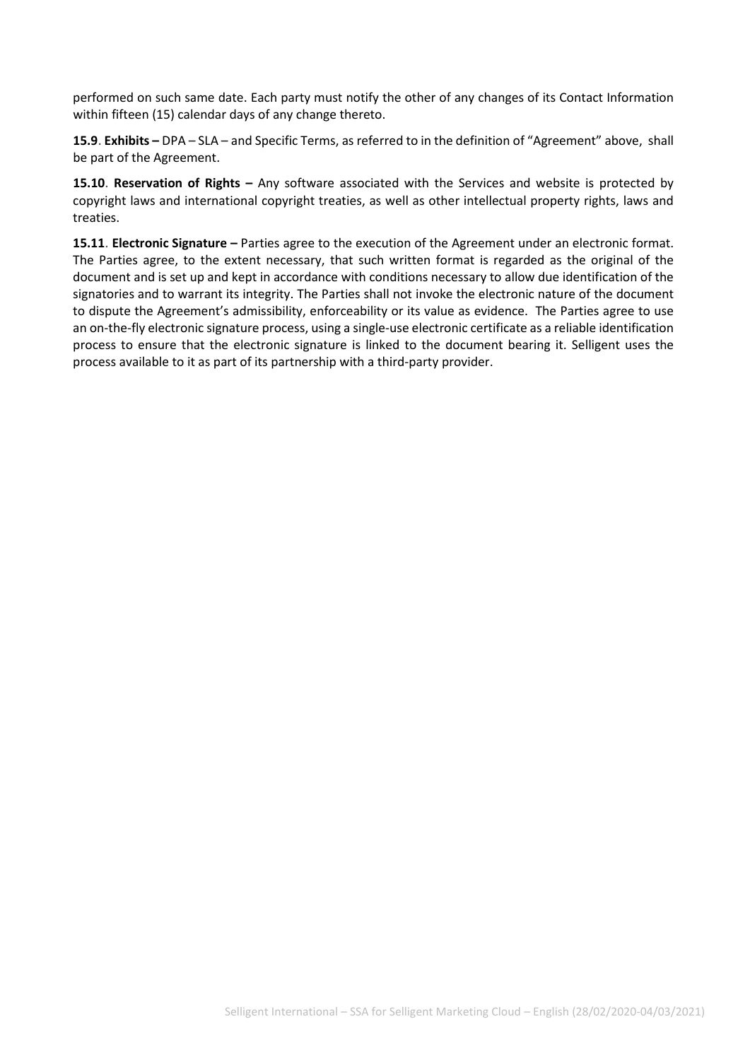performed on such same date. Each party must notify the other of any changes of its Contact Information within fifteen (15) calendar days of any change thereto.

**15.9**. **Exhibits –** DPA – SLA – and Specific Terms, as referred to in the definition of "Agreement" above, shall be part of the Agreement.

**15.10**. **Reservation of Rights –** Any software associated with the Services and website is protected by copyright laws and international copyright treaties, as well as other intellectual property rights, laws and treaties.

**15.11**. **Electronic Signature –** Parties agree to the execution of the Agreement under an electronic format. The Parties agree, to the extent necessary, that such written format is regarded as the original of the document and is set up and kept in accordance with conditions necessary to allow due identification of the signatories and to warrant its integrity. The Parties shall not invoke the electronic nature of the document to dispute the Agreement's admissibility, enforceability or its value as evidence. The Parties agree to use an on-the-fly electronic signature process, using a single-use electronic certificate as a reliable identification process to ensure that the electronic signature is linked to the document bearing it. Selligent uses the process available to it as part of its partnership with a third-party provider.